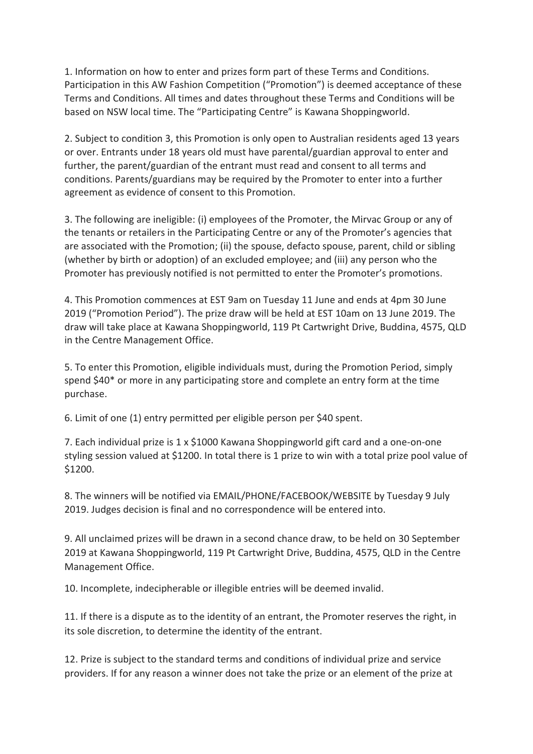1. Information on how to enter and prizes form part of these Terms and Conditions. Participation in this AW Fashion Competition ("Promotion") is deemed acceptance of these Terms and Conditions. All times and dates throughout these Terms and Conditions will be based on NSW local time. The "Participating Centre" is Kawana Shoppingworld.

2. Subject to condition 3, this Promotion is only open to Australian residents aged 13 years or over. Entrants under 18 years old must have parental/guardian approval to enter and further, the parent/guardian of the entrant must read and consent to all terms and conditions. Parents/guardians may be required by the Promoter to enter into a further agreement as evidence of consent to this Promotion.

3. The following are ineligible: (i) employees of the Promoter, the Mirvac Group or any of the tenants or retailers in the Participating Centre or any of the Promoter's agencies that are associated with the Promotion; (ii) the spouse, defacto spouse, parent, child or sibling (whether by birth or adoption) of an excluded employee; and (iii) any person who the Promoter has previously notified is not permitted to enter the Promoter's promotions.

4. This Promotion commences at EST 9am on Tuesday 11 June and ends at 4pm 30 June 2019 ("Promotion Period"). The prize draw will be held at EST 10am on 13 June 2019. The draw will take place at Kawana Shoppingworld, 119 Pt Cartwright Drive, Buddina, 4575, QLD in the Centre Management Office.

5. To enter this Promotion, eligible individuals must, during the Promotion Period, simply spend $40* or more in any participating store and complete an entry form at the time purchase.

6. Limit of one (1) entry permitted per eligible person per $40 spent.

7. Each individual prize is 1 x $1000 Kawana Shoppingworld gift card and a one-on-one styling session valued at $1200. In total there is 1 prize to win with a total prize pool value of $1200.

8. The winners will be notified via EMAIL/PHONE/FACEBOOK/WEBSITE by Tuesday 9 July 2019. Judges decision is final and no correspondence will be entered into.

9. All unclaimed prizes will be drawn in a second chance draw, to be held on 30 September 2019 at Kawana Shoppingworld, 119 Pt Cartwright Drive, Buddina, 4575, QLD in the Centre Management Office.

10. Incomplete, indecipherable or illegible entries will be deemed invalid.

11. If there is a dispute as to the identity of an entrant, the Promoter reserves the right, in its sole discretion, to determine the identity of the entrant.

12. Prize is subject to the standard terms and conditions of individual prize and service providers. If for any reason a winner does not take the prize or an element of the prize at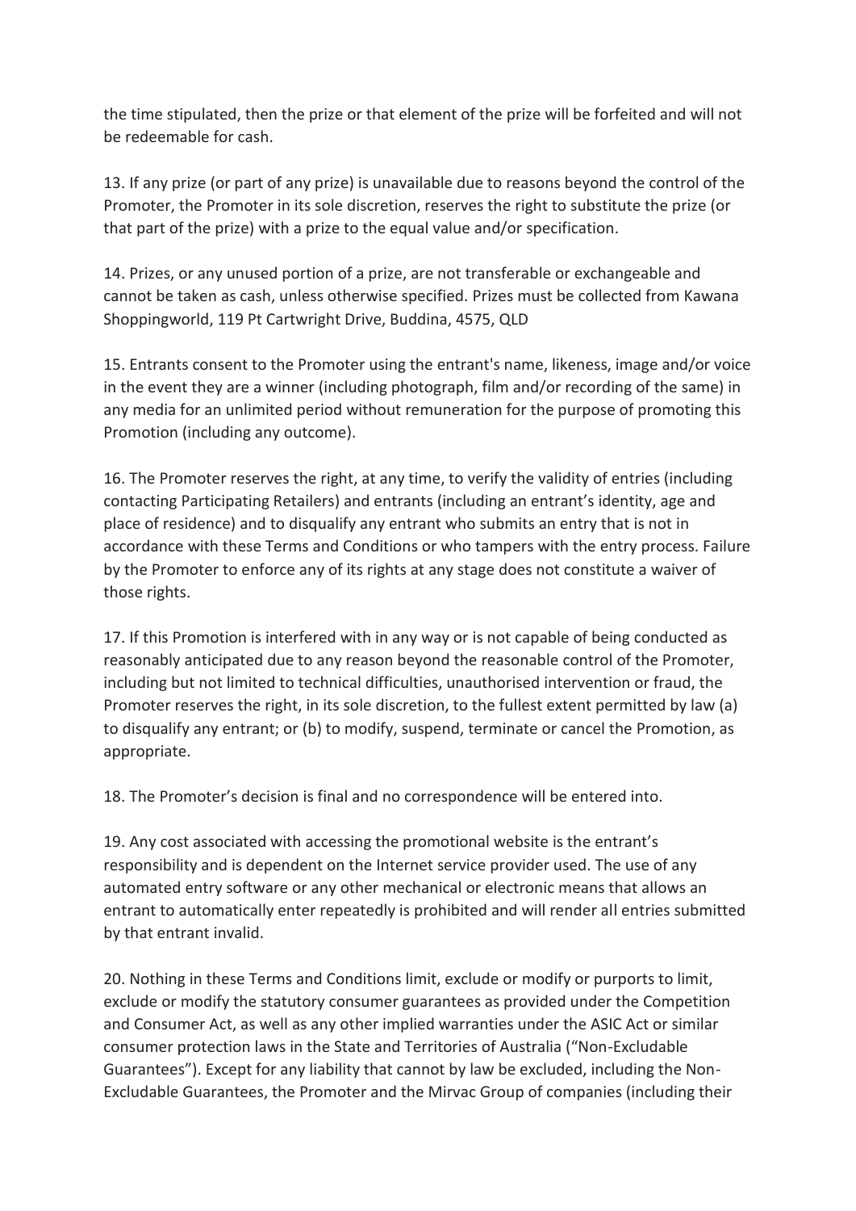the time stipulated, then the prize or that element of the prize will be forfeited and will not be redeemable for cash.

13. If any prize (or part of any prize) is unavailable due to reasons beyond the control of the Promoter, the Promoter in its sole discretion, reserves the right to substitute the prize (or that part of the prize) with a prize to the equal value and/or specification.

14. Prizes, or any unused portion of a prize, are not transferable or exchangeable and cannot be taken as cash, unless otherwise specified. Prizes must be collected from Kawana Shoppingworld, 119 Pt Cartwright Drive, Buddina, 4575, QLD

15. Entrants consent to the Promoter using the entrant's name, likeness, image and/or voice in the event they are a winner (including photograph, film and/or recording of the same) in any media for an unlimited period without remuneration for the purpose of promoting this Promotion (including any outcome).

16. The Promoter reserves the right, at any time, to verify the validity of entries (including contacting Participating Retailers) and entrants (including an entrant's identity, age and place of residence) and to disqualify any entrant who submits an entry that is not in accordance with these Terms and Conditions or who tampers with the entry process. Failure by the Promoter to enforce any of its rights at any stage does not constitute a waiver of those rights.

17. If this Promotion is interfered with in any way or is not capable of being conducted as reasonably anticipated due to any reason beyond the reasonable control of the Promoter, including but not limited to technical difficulties, unauthorised intervention or fraud, the Promoter reserves the right, in its sole discretion, to the fullest extent permitted by law (a) to disqualify any entrant; or (b) to modify, suspend, terminate or cancel the Promotion, as appropriate.

18. The Promoter's decision is final and no correspondence will be entered into.

19. Any cost associated with accessing the promotional website is the entrant's responsibility and is dependent on the Internet service provider used. The use of any automated entry software or any other mechanical or electronic means that allows an entrant to automatically enter repeatedly is prohibited and will render all entries submitted by that entrant invalid.

20. Nothing in these Terms and Conditions limit, exclude or modify or purports to limit, exclude or modify the statutory consumer guarantees as provided under the Competition and Consumer Act, as well as any other implied warranties under the ASIC Act or similar consumer protection laws in the State and Territories of Australia ("Non-Excludable Guarantees"). Except for any liability that cannot by law be excluded, including the Non-Excludable Guarantees, the Promoter and the Mirvac Group of companies (including their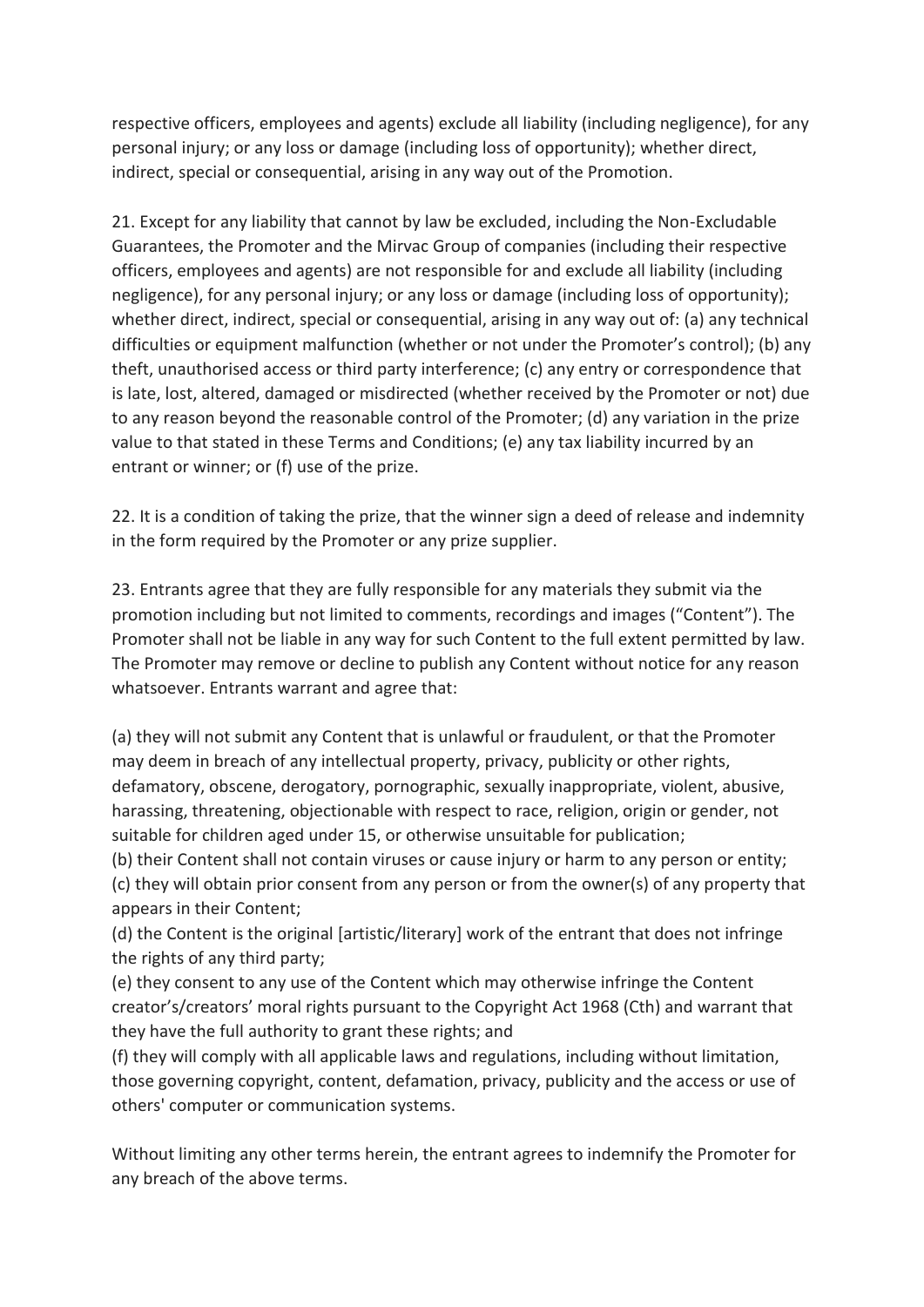respective officers, employees and agents) exclude all liability (including negligence), for any personal injury; or any loss or damage (including loss of opportunity); whether direct, indirect, special or consequential, arising in any way out of the Promotion.

21. Except for any liability that cannot by law be excluded, including the Non-Excludable Guarantees, the Promoter and the Mirvac Group of companies (including their respective officers, employees and agents) are not responsible for and exclude all liability (including negligence), for any personal injury; or any loss or damage (including loss of opportunity); whether direct, indirect, special or consequential, arising in any way out of: (a) any technical difficulties or equipment malfunction (whether or not under the Promoter's control); (b) any theft, unauthorised access or third party interference; (c) any entry or correspondence that is late, lost, altered, damaged or misdirected (whether received by the Promoter or not) due to any reason beyond the reasonable control of the Promoter; (d) any variation in the prize value to that stated in these Terms and Conditions; (e) any tax liability incurred by an entrant or winner; or (f) use of the prize.

22. It is a condition of taking the prize, that the winner sign a deed of release and indemnity in the form required by the Promoter or any prize supplier.

23. Entrants agree that they are fully responsible for any materials they submit via the promotion including but not limited to comments, recordings and images ("Content"). The Promoter shall not be liable in any way for such Content to the full extent permitted by law. The Promoter may remove or decline to publish any Content without notice for any reason whatsoever. Entrants warrant and agree that:

(a) they will not submit any Content that is unlawful or fraudulent, or that the Promoter may deem in breach of any intellectual property, privacy, publicity or other rights, defamatory, obscene, derogatory, pornographic, sexually inappropriate, violent, abusive, harassing, threatening, objectionable with respect to race, religion, origin or gender, not suitable for children aged under 15, or otherwise unsuitable for publication;
(b) their Content shall not contain viruses or cause injury or harm to any person or entity;
(c) they will obtain prior consent from any person or from the owner(s) of any property that appears in their Content;
(d) the Content is the original [artistic/literary] work of the entrant that does not infringe the rights of any third party;
(e) they consent to any use of the Content which may otherwise infringe the Content creator's/creators' moral rights pursuant to the Copyright Act 1968 (Cth) and warrant that they have the full authority to grant these rights; and
(f) they will comply with all applicable laws and regulations, including without limitation, those governing copyright, content, defamation, privacy, publicity and the access or use of others' computer or communication systems.

Without limiting any other terms herein, the entrant agrees to indemnify the Promoter for any breach of the above terms.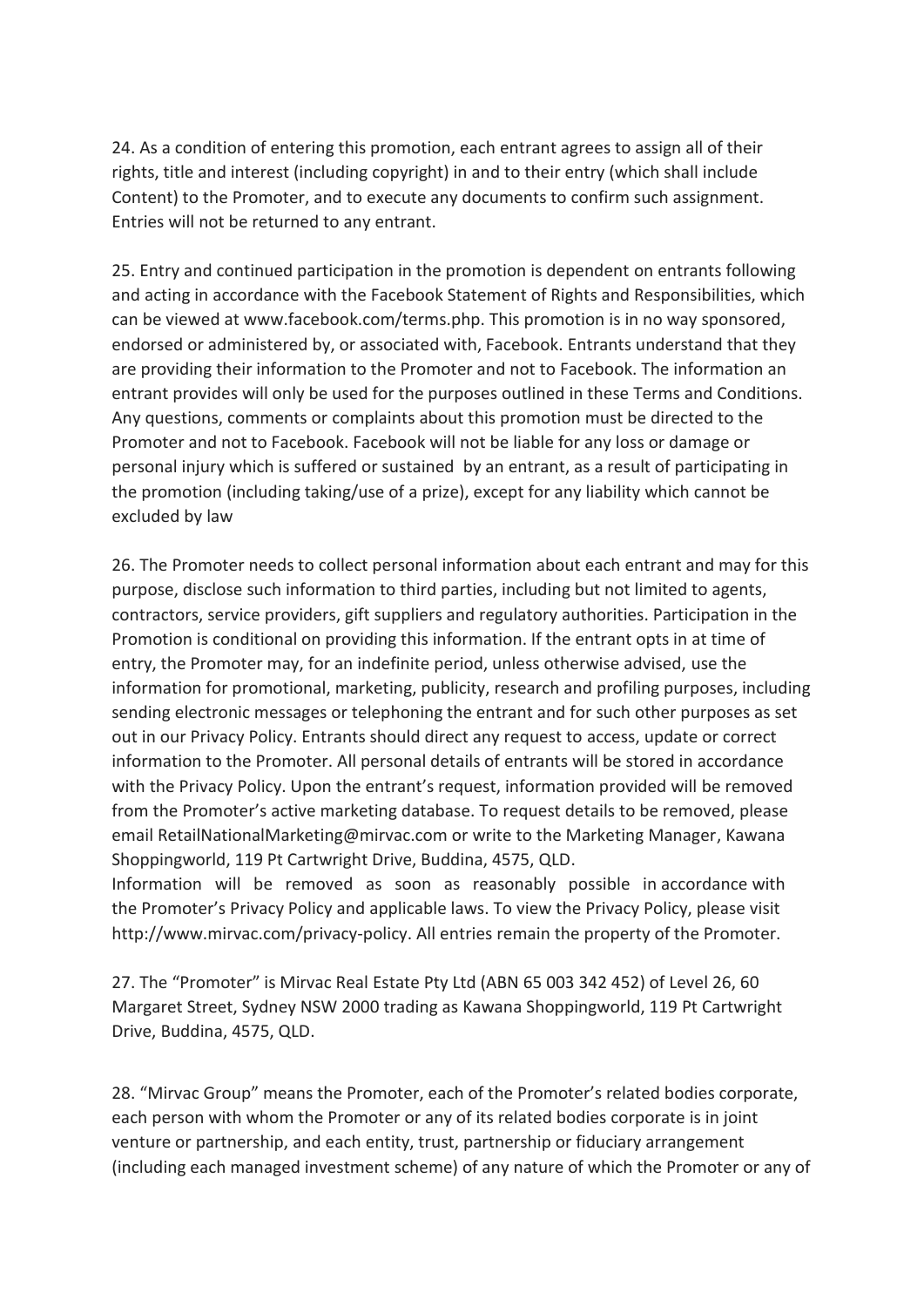24. As a condition of entering this promotion, each entrant agrees to assign all of their rights, title and interest (including copyright) in and to their entry (which shall include Content) to the Promoter, and to execute any documents to confirm such assignment. Entries will not be returned to any entrant.

25. Entry and continued participation in the promotion is dependent on entrants following and acting in accordance with the Facebook Statement of Rights and Responsibilities, which can be viewed at www.facebook.com/terms.php. This promotion is in no way sponsored, endorsed or administered by, or associated with, Facebook. Entrants understand that they are providing their information to the Promoter and not to Facebook. The information an entrant provides will only be used for the purposes outlined in these Terms and Conditions. Any questions, comments or complaints about this promotion must be directed to the Promoter and not to Facebook. Facebook will not be liable for any loss or damage or personal injury which is suffered or sustained by an entrant, as a result of participating in the promotion (including taking/use of a prize), except for any liability which cannot be excluded by law

26. The Promoter needs to collect personal information about each entrant and may for this purpose, disclose such information to third parties, including but not limited to agents, contractors, service providers, gift suppliers and regulatory authorities. Participation in the Promotion is conditional on providing this information. If the entrant opts in at time of entry, the Promoter may, for an indefinite period, unless otherwise advised, use the information for promotional, marketing, publicity, research and profiling purposes, including sending electronic messages or telephoning the entrant and for such other purposes as set out in our Privacy Policy. Entrants should direct any request to access, update or correct information to the Promoter. All personal details of entrants will be stored in accordance with the Privacy Policy. Upon the entrant's request, information provided will be removed from the Promoter's active marketing database. To request details to be removed, please email RetailNationalMarketing@mirvac.com or write to the Marketing Manager, Kawana Shoppingworld, 119 Pt Cartwright Drive, Buddina, 4575, QLD.
Information will be removed as soon as reasonably possible in accordance with the Promoter's Privacy Policy and applicable laws. To view the Privacy Policy, please visit http://www.mirvac.com/privacy-policy. All entries remain the property of the Promoter.

27. The "Promoter" is Mirvac Real Estate Pty Ltd (ABN 65 003 342 452) of Level 26, 60 Margaret Street, Sydney NSW 2000 trading as Kawana Shoppingworld, 119 Pt Cartwright Drive, Buddina, 4575, QLD.

28. "Mirvac Group" means the Promoter, each of the Promoter's related bodies corporate, each person with whom the Promoter or any of its related bodies corporate is in joint venture or partnership, and each entity, trust, partnership or fiduciary arrangement (including each managed investment scheme) of any nature of which the Promoter or any of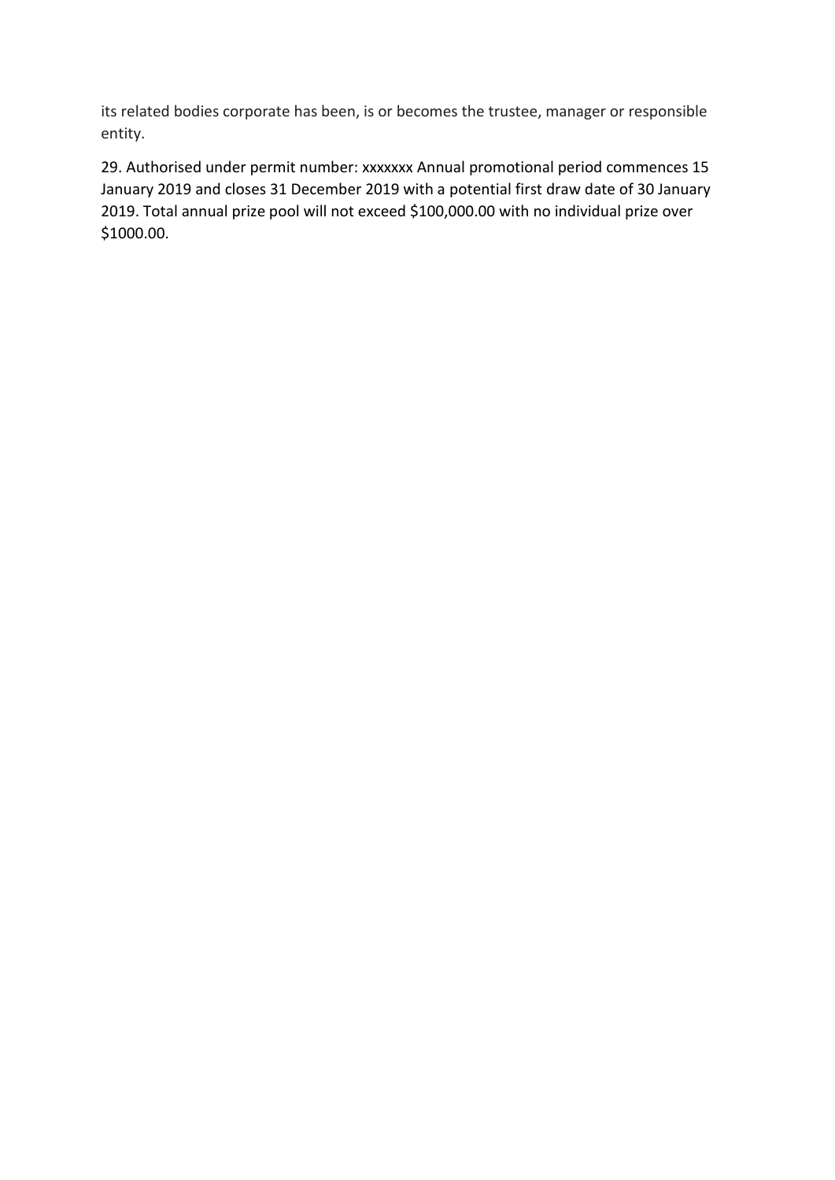its related bodies corporate has been, is or becomes the trustee, manager or responsible entity.

29. Authorised under permit number: xxxxxxx Annual promotional period commences 15 January 2019 and closes 31 December 2019 with a potential first draw date of 30 January 2019. Total annual prize pool will not exceed $100,000.00 with no individual prize over $1000.00.